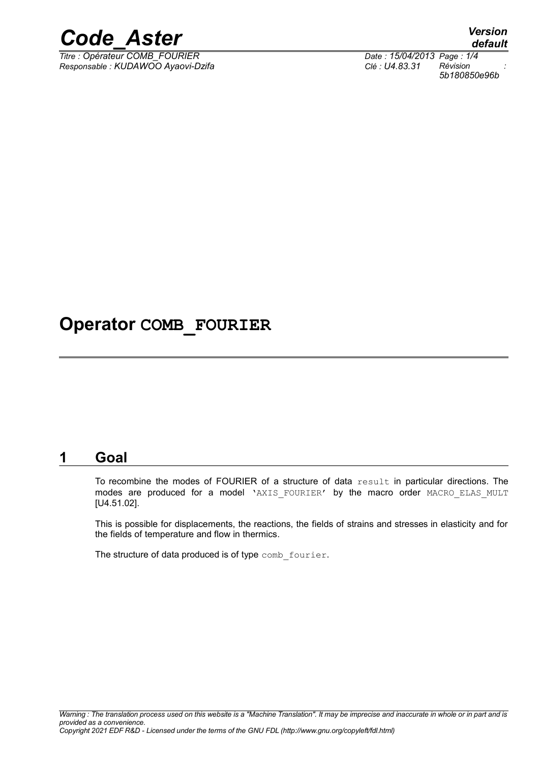# Operator COMB_FOURIER

## 1 Goal

To recombine the modes of FOURIER of a structure of data `result` in particular directions. The modes are produced for a model 'AXIS_FOURIER' by the macro order MACRO_ELAS_MULT [U4.51.02].

This is possible for displacements, the reactions, the fields of strains and stresses in elasticity and for the fields of temperature and flow in thermics.

The structure of data produced is of type `comb_fourier`.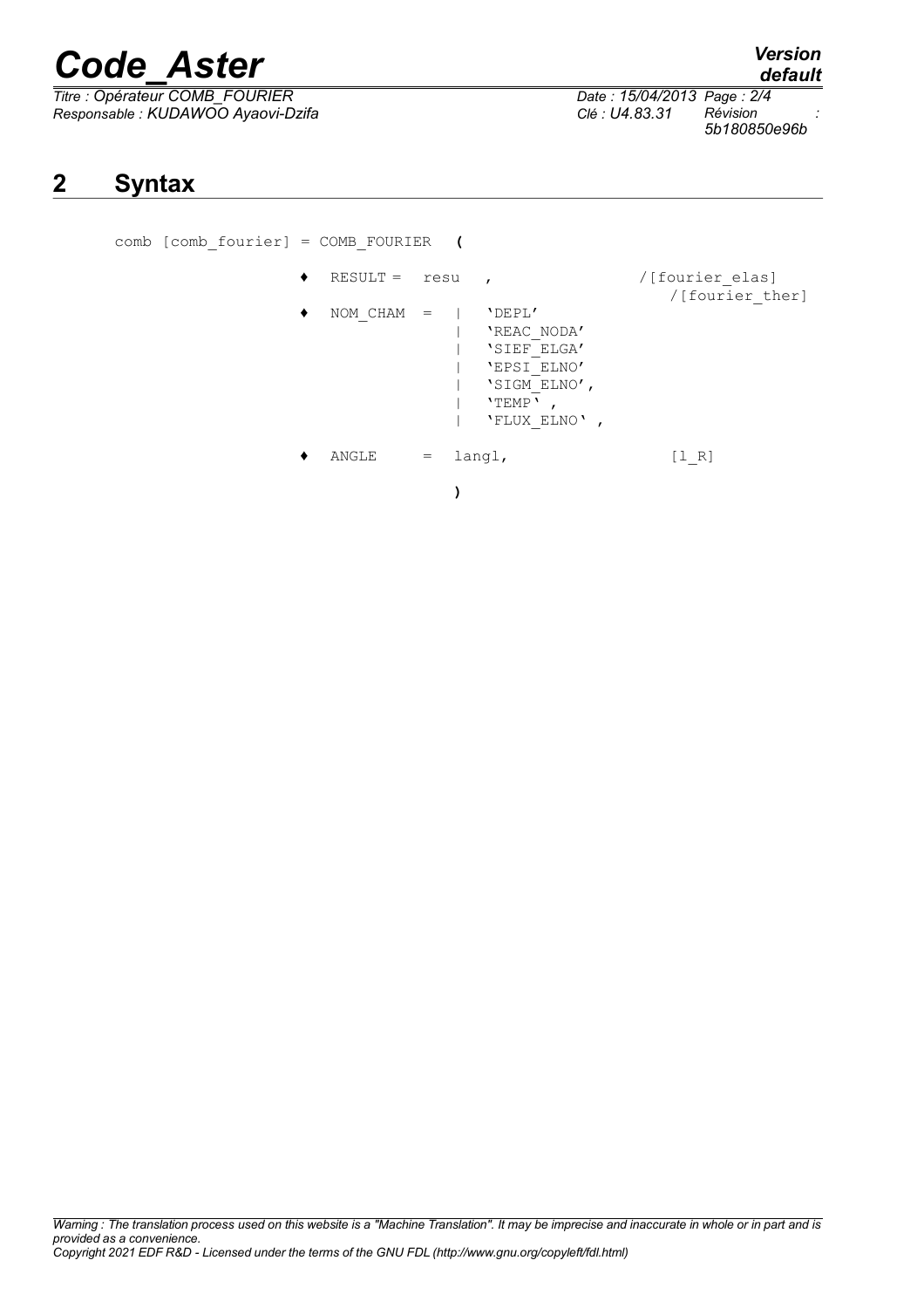## 2 Syntax

```
comb [comb_fourier] = COMB_FOURIER  (

            ♦  RESULT =  resu   ,                 /[fourier_elas]
                                                     /[fourier_ther]
            ♦  NOM_CHAM  =  |   'DEPL'
                            |   'REAC_NODA'
                            |   'SIEF_ELGA'
                            |   'EPSI_ELNO'
                            |   'SIGM_ELNO',
                            |   'TEMP' ,
                            |   'FLUX_ELNO' ,

            ♦  ANGLE     =  langl,                [l_R]

                            )
```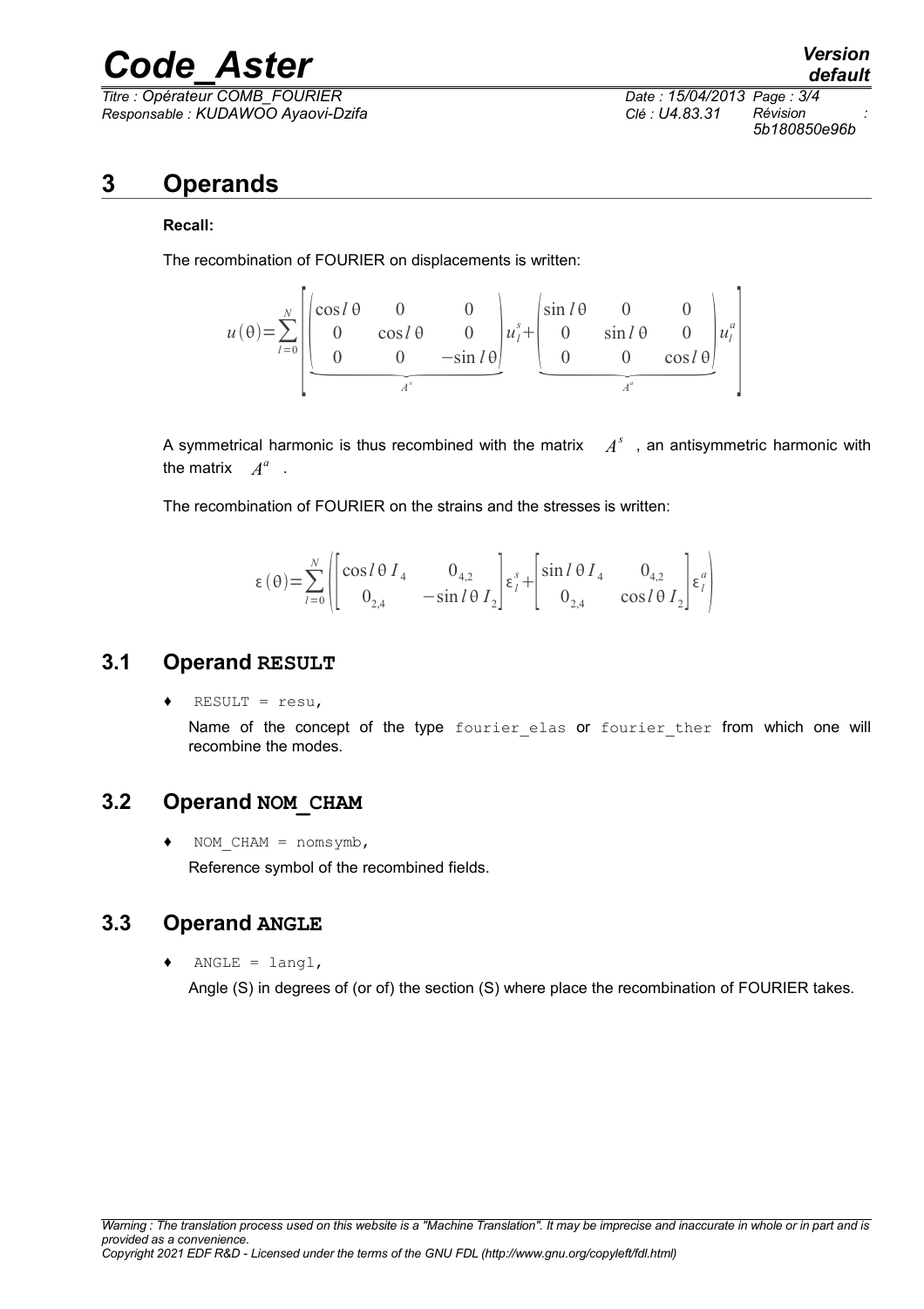# 3 Operands

**Recall:**

The recombination of FOURIER on displacements is written:

$$u(\theta)=\sum_{l=0}^{N}\left[\underbrace{\begin{pmatrix}\cos l\theta & 0 & 0\\ 0 & \cos l\theta & 0\\ 0 & 0 & -\sin l\theta\end{pmatrix}}_{A^s}u_l^s+\underbrace{\begin{pmatrix}\sin l\theta & 0 & 0\\ 0 & \sin l\theta & 0\\ 0 & 0 & \cos l\theta\end{pmatrix}}_{A^a}u_l^a\right]$$

A symmetrical harmonic is thus recombined with the matrix $A^s$, an antisymmetric harmonic with the matrix $A^a$.

The recombination of FOURIER on the strains and the stresses is written:

$$\varepsilon(\theta)=\sum_{l=0}^{N}\left(\begin{bmatrix}\cos l\theta\, I_4 & 0_{4,2}\\ 0_{2,4} & -\sin l\theta\, I_2\end{bmatrix}\varepsilon_l^s+\begin{bmatrix}\sin l\theta\, I_4 & 0_{4,2}\\ 0_{2,4} & \cos l\theta\, I_2\end{bmatrix}\varepsilon_l^a\right)$$

## 3.1 Operand RESULT

♦ `RESULT = resu,`

Name of the concept of the type `fourier_elas` or `fourier_ther` from which one will recombine the modes.

## 3.2 Operand NOM_CHAM

♦ `NOM_CHAM = nomsymb,`

Reference symbol of the recombined fields.

## 3.3 Operand ANGLE

♦ `ANGLE = langl,`

Angle (S) in degrees of (or of) the section (S) where place the recombination of FOURIER takes.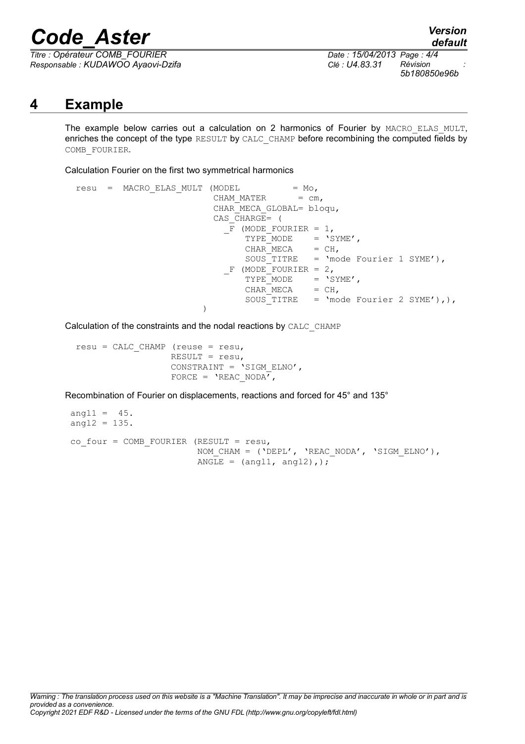# 4 Example

The example below carries out a calculation on 2 harmonics of Fourier by MACRO_ELAS_MULT, enriches the concept of the type RESULT by CALC_CHAMP before recombining the computed fields by COMB_FOURIER.

Calculation Fourier on the first two symmetrical harmonics

```
resu  =  MACRO_ELAS_MULT (MODEL          = Mo,
                          CHAM_MATER      = cm,
                          CHAR_MECA_GLOBAL= bloqu,
                          CAS_CHARGE= (
                            _F (MODE_FOURIER = 1,
                                TYPE_MODE    = 'SYME',
                                CHAR_MECA    = CH,
                                SOUS_TITRE   = 'mode Fourier 1 SYME'),
                            _F (MODE_FOURIER = 2,
                                TYPE_MODE    = 'SYME',
                                CHAR_MECA    = CH,
                                SOUS_TITRE   = 'mode Fourier 2 SYME'),),
                        )
```

Calculation of the constraints and the nodal reactions by CALC_CHAMP

```
resu = CALC_CHAMP (reuse = resu,
                   RESULT = resu,
                   CONSTRAINT = 'SIGM_ELNO',
                   FORCE = 'REAC_NODA',
```

Recombination of Fourier on displacements, reactions and forced for 45° and 135°

```
angl1 =  45.
angl2 = 135.

co_four = COMB_FOURIER (RESULT = resu,
                        NOM_CHAM = ('DEPL', 'REAC_NODA', 'SIGM_ELNO'),
                        ANGLE = (angl1, angl2),);
```